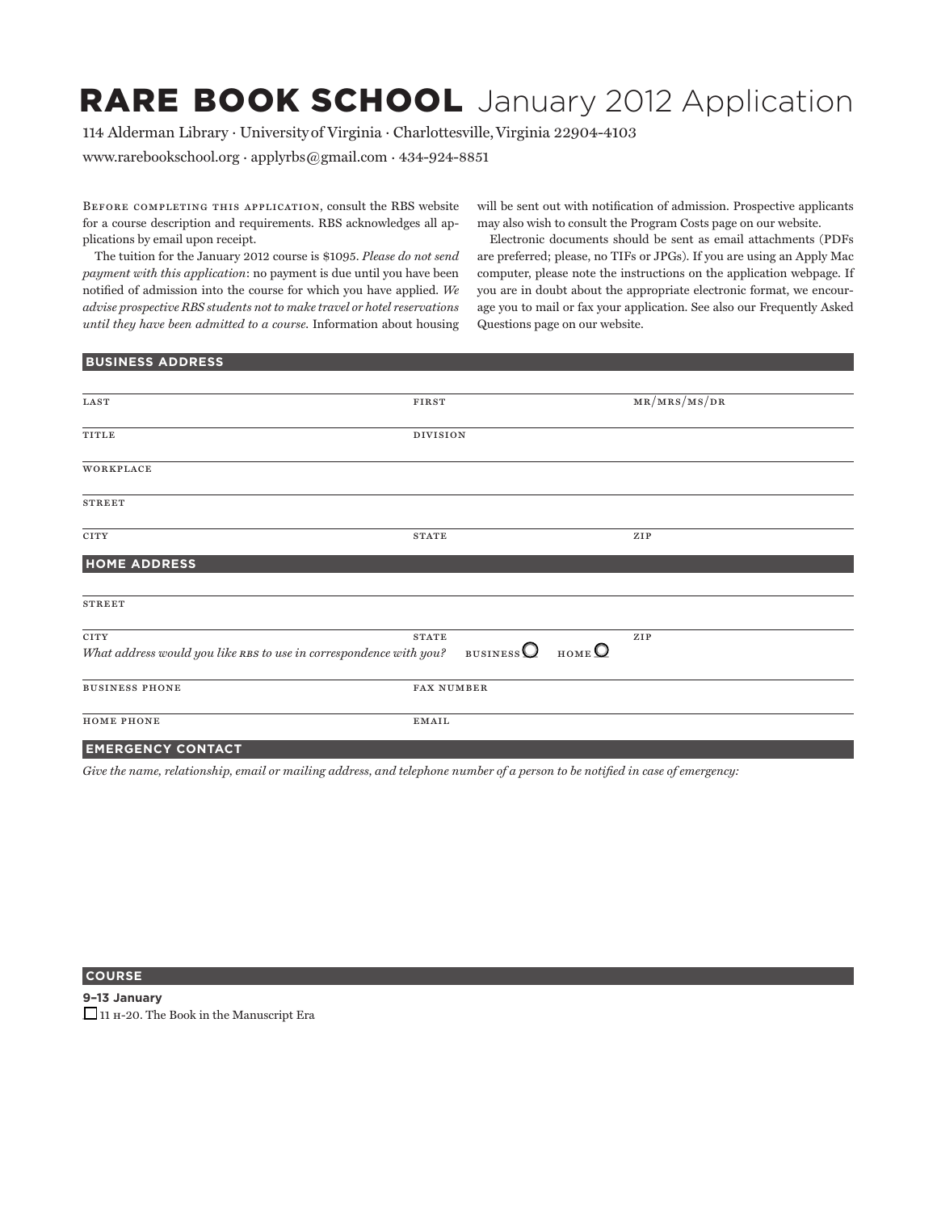# RARE BOOK SCHOOL January 2012 Application

114 Alderman Library · University of Virginia · Charlottesville, Virginia 22904-4103

www.rarebookschool.org · applyrbs@gmail.com · 434-924-8851

Before completing this application, consult the RBS website for a course description and requirements. RBS acknowledges all applications by email upon receipt.

The tuition for the January 2012 course is $1095. *Please do not send payment with this application*: no payment is due until you have been notified of admission into the course for which you have applied. *We advise prospective RBS students not to make travel or hotel reservations until they have been admitted to a course.* Information about housing will be sent out with notification of admission. Prospective applicants may also wish to consult the Program Costs page on our website.

Electronic documents should be sent as email attachments (PDFs are preferred; please, no TIFs or JPGs). If you are using an Apply Mac computer, please note the instructions on the application webpage. If you are in doubt about the appropriate electronic format, we encourage you to mail or fax your application. See also our Frequently Asked Questions page on our website.

## BUSINESS ADDRESS

LAST ______ FIRST ______ MR/MRS/MS/DR ______

TITLE ______ DIVISION ______

WORKPLACE ______

STREET ______

CITY ______ STATE ______ ZIP ______

## HOME ADDRESS

STREET ______

CITY ______ STATE ______ ZIP ______

*What address would you like RBS to use in correspondence with you?* BUSINESS ○ HOME ○

BUSINESS PHONE ______ FAX NUMBER ______

HOME PHONE ______ EMAIL ______

## EMERGENCY CONTACT

*Give the name, relationship, email or mailing address, and telephone number of a person to be notified in case of emergency:*

## COURSE

**9–13 January**

☐ 11 H-20. The Book in the Manuscript Era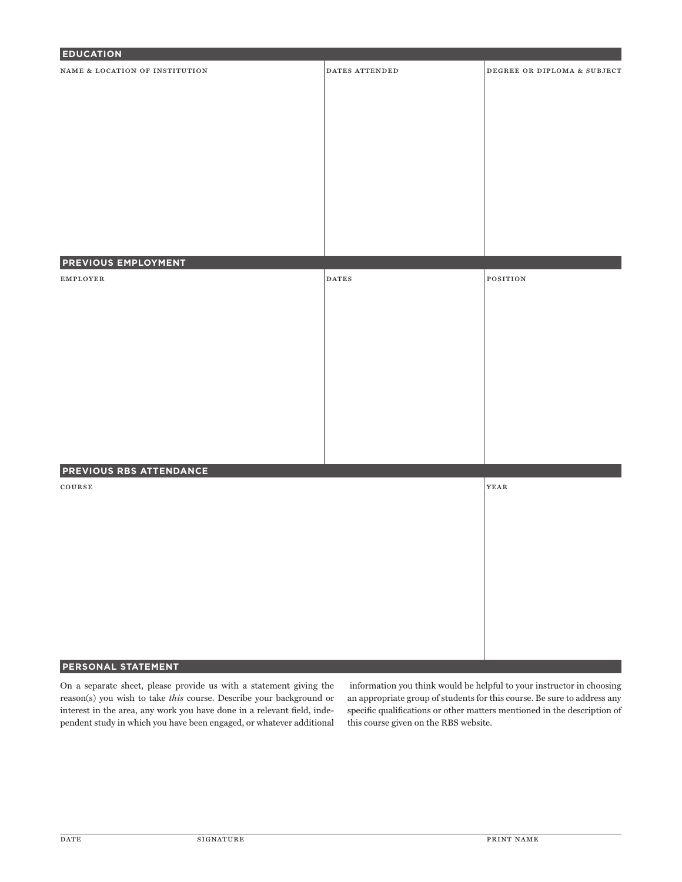## EDUCATION

| NAME & LOCATION OF INSTITUTION | DATES ATTENDED | DEGREE OR DIPLOMA & SUBJECT |
| --- | --- | --- |
| | | |

## PREVIOUS EMPLOYMENT

| EMPLOYER | DATES | POSITION |
| --- | --- | --- |
| | | |

## PREVIOUS RBS ATTENDANCE

| COURSE | YEAR |
| --- | --- |
| | |

## PERSONAL STATEMENT

On a separate sheet, please provide us with a statement giving the reason(s) you wish to take *this* course. Describe your background or interest in the area, any work you have done in a relevant field, independent study in which you have been engaged, or whatever additional information you think would be helpful to your instructor in choosing an appropriate group of students for this course. Be sure to address any specific qualifications or other matters mentioned in the description of this course given on the RBS website.

| DATE | SIGNATURE | PRINT NAME |
| --- | --- | --- |
| | | |